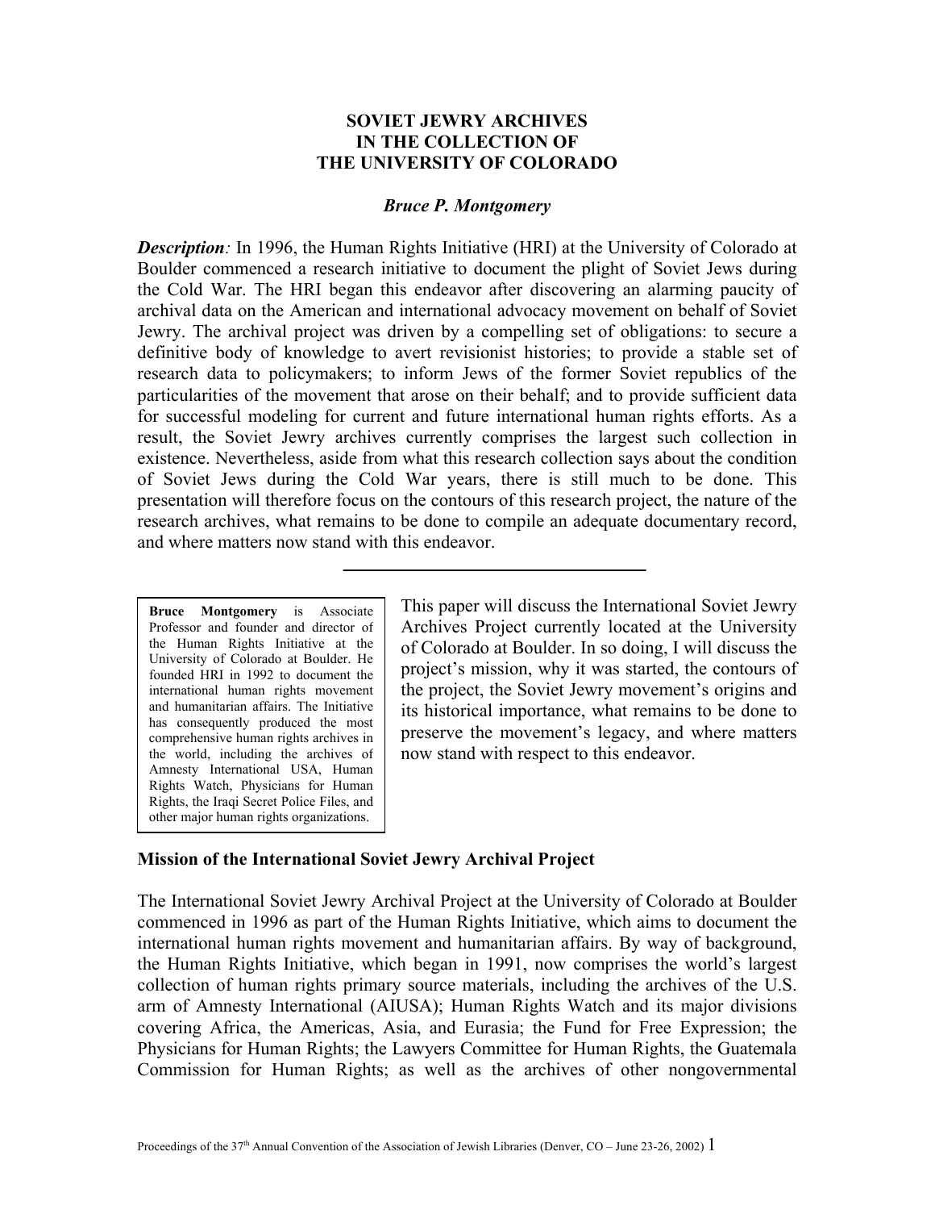# SOVIET JEWRY ARCHIVES IN THE COLLECTION OF THE UNIVERSITY OF COLORADO

***Bruce P. Montgomery***

***Description**:* In 1996, the Human Rights Initiative (HRI) at the University of Colorado at Boulder commenced a research initiative to document the plight of Soviet Jews during the Cold War. The HRI began this endeavor after discovering an alarming paucity of archival data on the American and international advocacy movement on behalf of Soviet Jewry. The archival project was driven by a compelling set of obligations: to secure a definitive body of knowledge to avert revisionist histories; to provide a stable set of research data to policymakers; to inform Jews of the former Soviet republics of the particularities of the movement that arose on their behalf; and to provide sufficient data for successful modeling for current and future international human rights efforts. As a result, the Soviet Jewry archives currently comprises the largest such collection in existence. Nevertheless, aside from what this research collection says about the condition of Soviet Jews during the Cold War years, there is still much to be done. This presentation will therefore focus on the contours of this research project, the nature of the research archives, what remains to be done to compile an adequate documentary record, and where matters now stand with this endeavor.

---

**Bruce Montgomery** is Associate Professor and founder and director of the Human Rights Initiative at the University of Colorado at Boulder. He founded HRI in 1992 to document the international human rights movement and humanitarian affairs. The Initiative has consequently produced the most comprehensive human rights archives in the world, including the archives of Amnesty International USA, Human Rights Watch, Physicians for Human Rights, the Iraqi Secret Police Files, and other major human rights organizations.

This paper will discuss the International Soviet Jewry Archives Project currently located at the University of Colorado at Boulder. In so doing, I will discuss the project's mission, why it was started, the contours of the project, the Soviet Jewry movement's origins and its historical importance, what remains to be done to preserve the movement's legacy, and where matters now stand with respect to this endeavor.

## Mission of the International Soviet Jewry Archival Project

The International Soviet Jewry Archival Project at the University of Colorado at Boulder commenced in 1996 as part of the Human Rights Initiative, which aims to document the international human rights movement and humanitarian affairs. By way of background, the Human Rights Initiative, which began in 1991, now comprises the world's largest collection of human rights primary source materials, including the archives of the U.S. arm of Amnesty International (AIUSA); Human Rights Watch and its major divisions covering Africa, the Americas, Asia, and Eurasia; the Fund for Free Expression; the Physicians for Human Rights; the Lawyers Committee for Human Rights, the Guatemala Commission for Human Rights; as well as the archives of other nongovernmental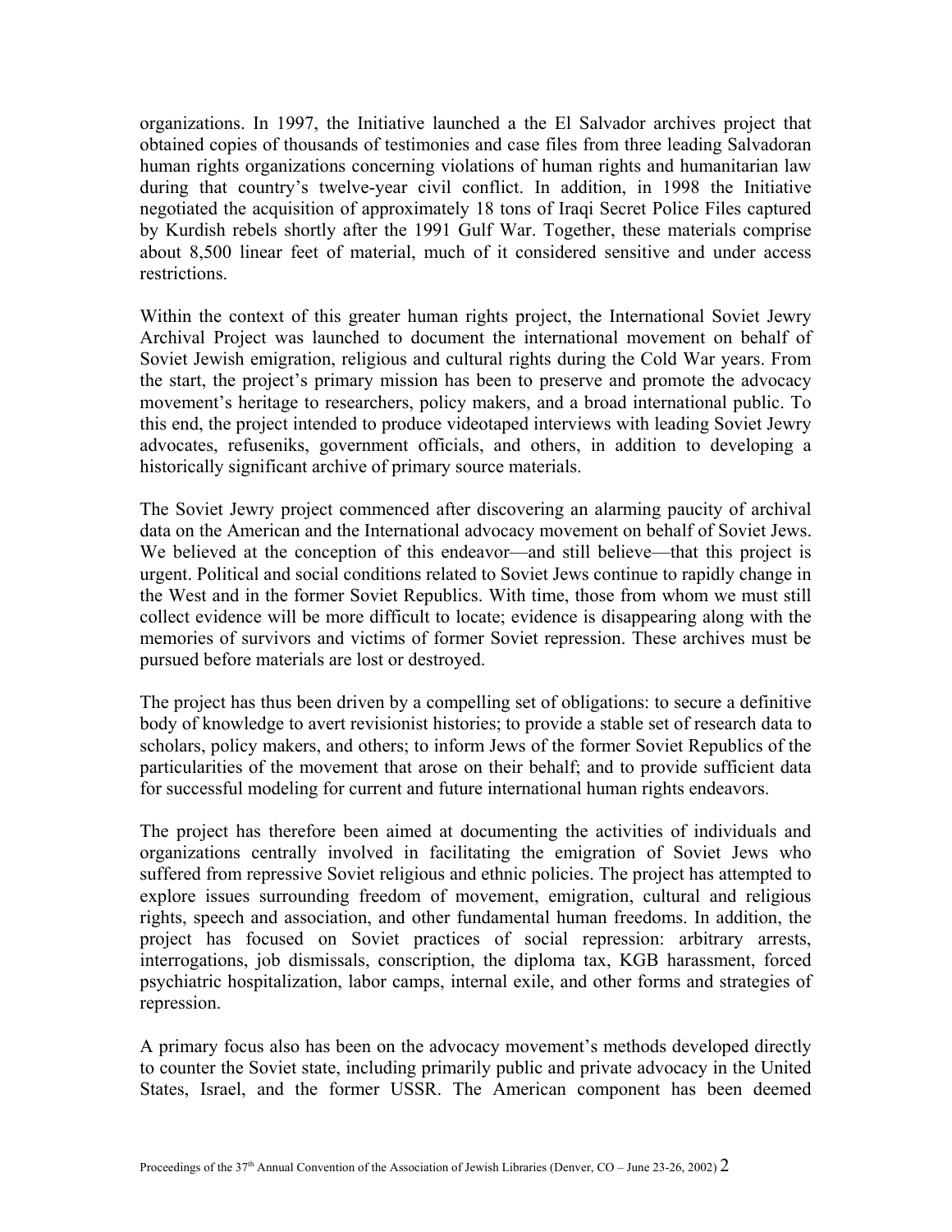organizations. In 1997, the Initiative launched a the El Salvador archives project that obtained copies of thousands of testimonies and case files from three leading Salvadoran human rights organizations concerning violations of human rights and humanitarian law during that country's twelve-year civil conflict. In addition, in 1998 the Initiative negotiated the acquisition of approximately 18 tons of Iraqi Secret Police Files captured by Kurdish rebels shortly after the 1991 Gulf War. Together, these materials comprise about 8,500 linear feet of material, much of it considered sensitive and under access restrictions.

Within the context of this greater human rights project, the International Soviet Jewry Archival Project was launched to document the international movement on behalf of Soviet Jewish emigration, religious and cultural rights during the Cold War years. From the start, the project's primary mission has been to preserve and promote the advocacy movement's heritage to researchers, policy makers, and a broad international public. To this end, the project intended to produce videotaped interviews with leading Soviet Jewry advocates, refuseniks, government officials, and others, in addition to developing a historically significant archive of primary source materials.

The Soviet Jewry project commenced after discovering an alarming paucity of archival data on the American and the International advocacy movement on behalf of Soviet Jews. We believed at the conception of this endeavor—and still believe—that this project is urgent. Political and social conditions related to Soviet Jews continue to rapidly change in the West and in the former Soviet Republics. With time, those from whom we must still collect evidence will be more difficult to locate; evidence is disappearing along with the memories of survivors and victims of former Soviet repression. These archives must be pursued before materials are lost or destroyed.

The project has thus been driven by a compelling set of obligations: to secure a definitive body of knowledge to avert revisionist histories; to provide a stable set of research data to scholars, policy makers, and others; to inform Jews of the former Soviet Republics of the particularities of the movement that arose on their behalf; and to provide sufficient data for successful modeling for current and future international human rights endeavors.

The project has therefore been aimed at documenting the activities of individuals and organizations centrally involved in facilitating the emigration of Soviet Jews who suffered from repressive Soviet religious and ethnic policies. The project has attempted to explore issues surrounding freedom of movement, emigration, cultural and religious rights, speech and association, and other fundamental human freedoms. In addition, the project has focused on Soviet practices of social repression: arbitrary arrests, interrogations, job dismissals, conscription, the diploma tax, KGB harassment, forced psychiatric hospitalization, labor camps, internal exile, and other forms and strategies of repression.

A primary focus also has been on the advocacy movement's methods developed directly to counter the Soviet state, including primarily public and private advocacy in the United States, Israel, and the former USSR. The American component has been deemed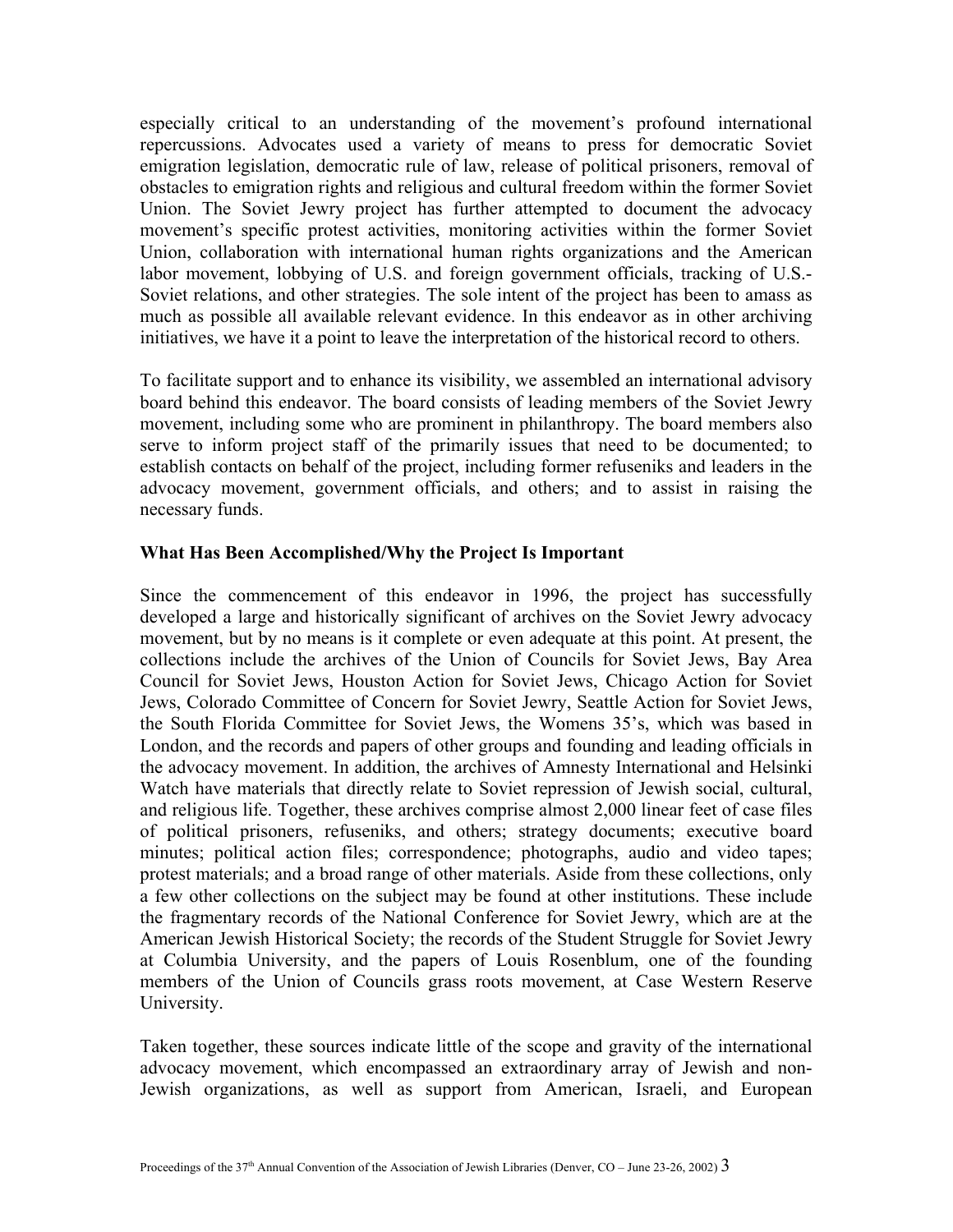especially critical to an understanding of the movement's profound international repercussions. Advocates used a variety of means to press for democratic Soviet emigration legislation, democratic rule of law, release of political prisoners, removal of obstacles to emigration rights and religious and cultural freedom within the former Soviet Union. The Soviet Jewry project has further attempted to document the advocacy movement's specific protest activities, monitoring activities within the former Soviet Union, collaboration with international human rights organizations and the American labor movement, lobbying of U.S. and foreign government officials, tracking of U.S.-Soviet relations, and other strategies. The sole intent of the project has been to amass as much as possible all available relevant evidence. In this endeavor as in other archiving initiatives, we have it a point to leave the interpretation of the historical record to others.

To facilitate support and to enhance its visibility, we assembled an international advisory board behind this endeavor. The board consists of leading members of the Soviet Jewry movement, including some who are prominent in philanthropy. The board members also serve to inform project staff of the primarily issues that need to be documented; to establish contacts on behalf of the project, including former refuseniks and leaders in the advocacy movement, government officials, and others; and to assist in raising the necessary funds.

### What Has Been Accomplished/Why the Project Is Important

Since the commencement of this endeavor in 1996, the project has successfully developed a large and historically significant of archives on the Soviet Jewry advocacy movement, but by no means is it complete or even adequate at this point. At present, the collections include the archives of the Union of Councils for Soviet Jews, Bay Area Council for Soviet Jews, Houston Action for Soviet Jews, Chicago Action for Soviet Jews, Colorado Committee of Concern for Soviet Jewry, Seattle Action for Soviet Jews, the South Florida Committee for Soviet Jews, the Womens 35's, which was based in London, and the records and papers of other groups and founding and leading officials in the advocacy movement. In addition, the archives of Amnesty International and Helsinki Watch have materials that directly relate to Soviet repression of Jewish social, cultural, and religious life. Together, these archives comprise almost 2,000 linear feet of case files of political prisoners, refuseniks, and others; strategy documents; executive board minutes; political action files; correspondence; photographs, audio and video tapes; protest materials; and a broad range of other materials. Aside from these collections, only a few other collections on the subject may be found at other institutions. These include the fragmentary records of the National Conference for Soviet Jewry, which are at the American Jewish Historical Society; the records of the Student Struggle for Soviet Jewry at Columbia University, and the papers of Louis Rosenblum, one of the founding members of the Union of Councils grass roots movement, at Case Western Reserve University.

Taken together, these sources indicate little of the scope and gravity of the international advocacy movement, which encompassed an extraordinary array of Jewish and non-Jewish organizations, as well as support from American, Israeli, and European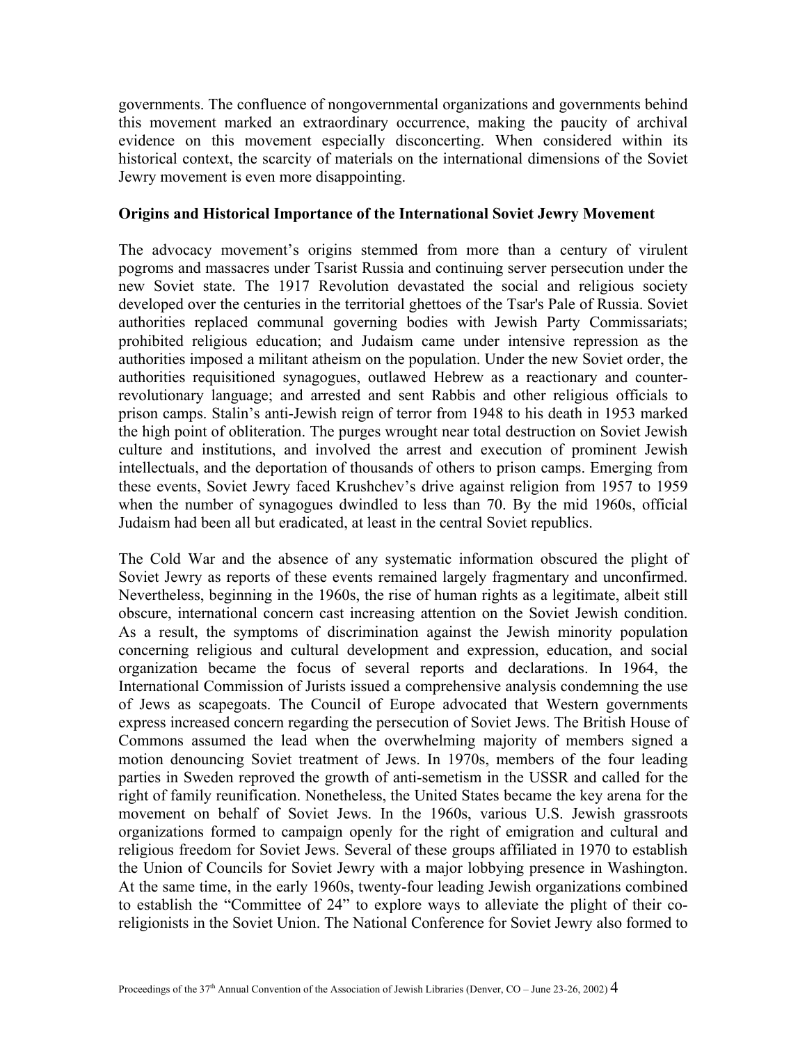governments. The confluence of nongovernmental organizations and governments behind this movement marked an extraordinary occurrence, making the paucity of archival evidence on this movement especially disconcerting. When considered within its historical context, the scarcity of materials on the international dimensions of the Soviet Jewry movement is even more disappointing.

**Origins and Historical Importance of the International Soviet Jewry Movement**

The advocacy movement's origins stemmed from more than a century of virulent pogroms and massacres under Tsarist Russia and continuing server persecution under the new Soviet state. The 1917 Revolution devastated the social and religious society developed over the centuries in the territorial ghettoes of the Tsar's Pale of Russia. Soviet authorities replaced communal governing bodies with Jewish Party Commissariats; prohibited religious education; and Judaism came under intensive repression as the authorities imposed a militant atheism on the population. Under the new Soviet order, the authorities requisitioned synagogues, outlawed Hebrew as a reactionary and counter-revolutionary language; and arrested and sent Rabbis and other religious officials to prison camps. Stalin's anti-Jewish reign of terror from 1948 to his death in 1953 marked the high point of obliteration. The purges wrought near total destruction on Soviet Jewish culture and institutions, and involved the arrest and execution of prominent Jewish intellectuals, and the deportation of thousands of others to prison camps. Emerging from these events, Soviet Jewry faced Krushchev's drive against religion from 1957 to 1959 when the number of synagogues dwindled to less than 70. By the mid 1960s, official Judaism had been all but eradicated, at least in the central Soviet republics.

The Cold War and the absence of any systematic information obscured the plight of Soviet Jewry as reports of these events remained largely fragmentary and unconfirmed. Nevertheless, beginning in the 1960s, the rise of human rights as a legitimate, albeit still obscure, international concern cast increasing attention on the Soviet Jewish condition. As a result, the symptoms of discrimination against the Jewish minority population concerning religious and cultural development and expression, education, and social organization became the focus of several reports and declarations. In 1964, the International Commission of Jurists issued a comprehensive analysis condemning the use of Jews as scapegoats. The Council of Europe advocated that Western governments express increased concern regarding the persecution of Soviet Jews. The British House of Commons assumed the lead when the overwhelming majority of members signed a motion denouncing Soviet treatment of Jews. In 1970s, members of the four leading parties in Sweden reproved the growth of anti-semetism in the USSR and called for the right of family reunification. Nonetheless, the United States became the key arena for the movement on behalf of Soviet Jews. In the 1960s, various U.S. Jewish grassroots organizations formed to campaign openly for the right of emigration and cultural and religious freedom for Soviet Jews. Several of these groups affiliated in 1970 to establish the Union of Councils for Soviet Jewry with a major lobbying presence in Washington. At the same time, in the early 1960s, twenty-four leading Jewish organizations combined to establish the "Committee of 24" to explore ways to alleviate the plight of their co-religionists in the Soviet Union. The National Conference for Soviet Jewry also formed to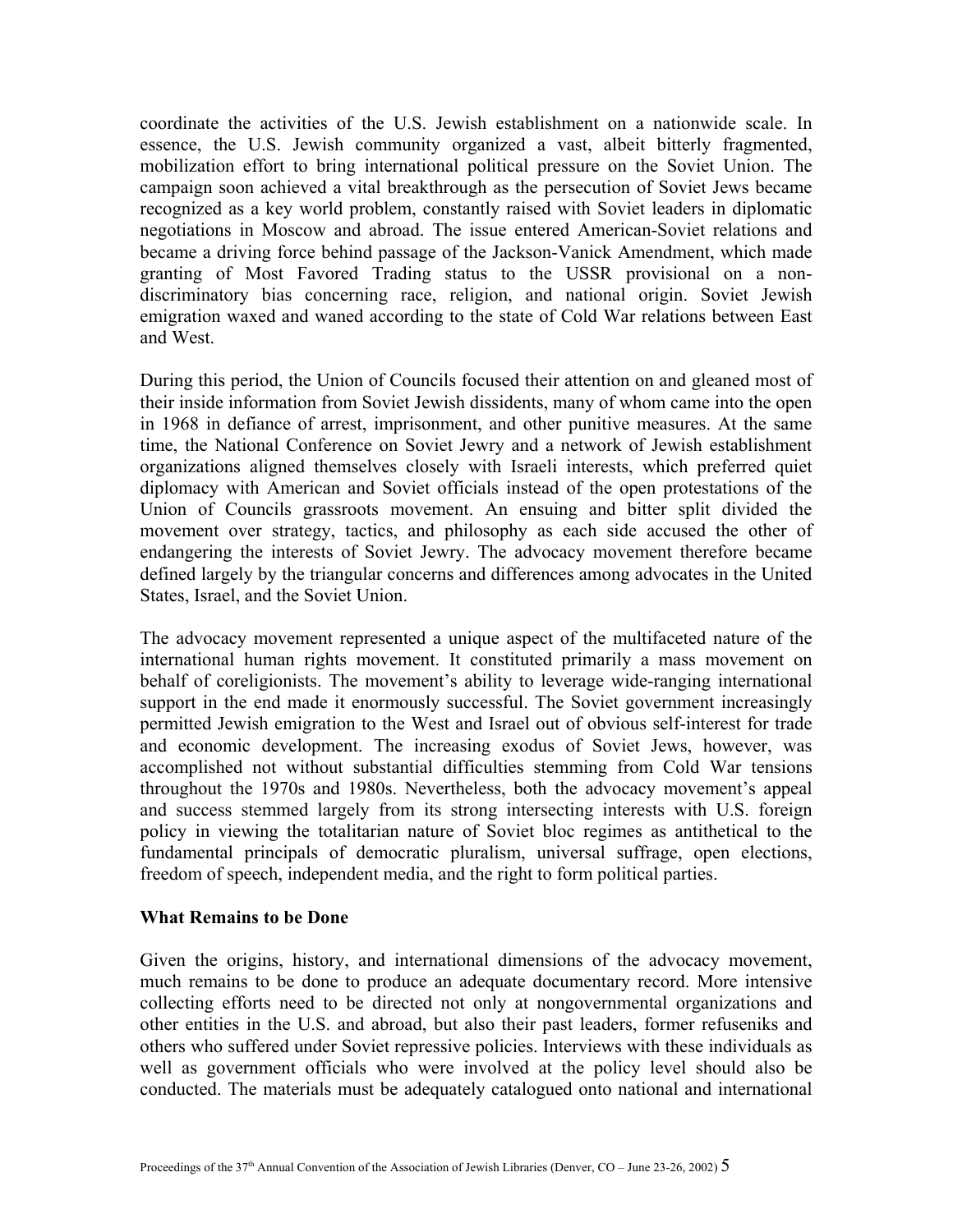coordinate the activities of the U.S. Jewish establishment on a nationwide scale. In essence, the U.S. Jewish community organized a vast, albeit bitterly fragmented, mobilization effort to bring international political pressure on the Soviet Union. The campaign soon achieved a vital breakthrough as the persecution of Soviet Jews became recognized as a key world problem, constantly raised with Soviet leaders in diplomatic negotiations in Moscow and abroad. The issue entered American-Soviet relations and became a driving force behind passage of the Jackson-Vanick Amendment, which made granting of Most Favored Trading status to the USSR provisional on a non-discriminatory bias concerning race, religion, and national origin. Soviet Jewish emigration waxed and waned according to the state of Cold War relations between East and West.

During this period, the Union of Councils focused their attention on and gleaned most of their inside information from Soviet Jewish dissidents, many of whom came into the open in 1968 in defiance of arrest, imprisonment, and other punitive measures. At the same time, the National Conference on Soviet Jewry and a network of Jewish establishment organizations aligned themselves closely with Israeli interests, which preferred quiet diplomacy with American and Soviet officials instead of the open protestations of the Union of Councils grassroots movement. An ensuing and bitter split divided the movement over strategy, tactics, and philosophy as each side accused the other of endangering the interests of Soviet Jewry. The advocacy movement therefore became defined largely by the triangular concerns and differences among advocates in the United States, Israel, and the Soviet Union.

The advocacy movement represented a unique aspect of the multifaceted nature of the international human rights movement. It constituted primarily a mass movement on behalf of coreligionists. The movement's ability to leverage wide-ranging international support in the end made it enormously successful. The Soviet government increasingly permitted Jewish emigration to the West and Israel out of obvious self-interest for trade and economic development. The increasing exodus of Soviet Jews, however, was accomplished not without substantial difficulties stemming from Cold War tensions throughout the 1970s and 1980s. Nevertheless, both the advocacy movement's appeal and success stemmed largely from its strong intersecting interests with U.S. foreign policy in viewing the totalitarian nature of Soviet bloc regimes as antithetical to the fundamental principals of democratic pluralism, universal suffrage, open elections, freedom of speech, independent media, and the right to form political parties.

**What Remains to be Done**

Given the origins, history, and international dimensions of the advocacy movement, much remains to be done to produce an adequate documentary record. More intensive collecting efforts need to be directed not only at nongovernmental organizations and other entities in the U.S. and abroad, but also their past leaders, former refuseniks and others who suffered under Soviet repressive policies. Interviews with these individuals as well as government officials who were involved at the policy level should also be conducted. The materials must be adequately catalogued onto national and international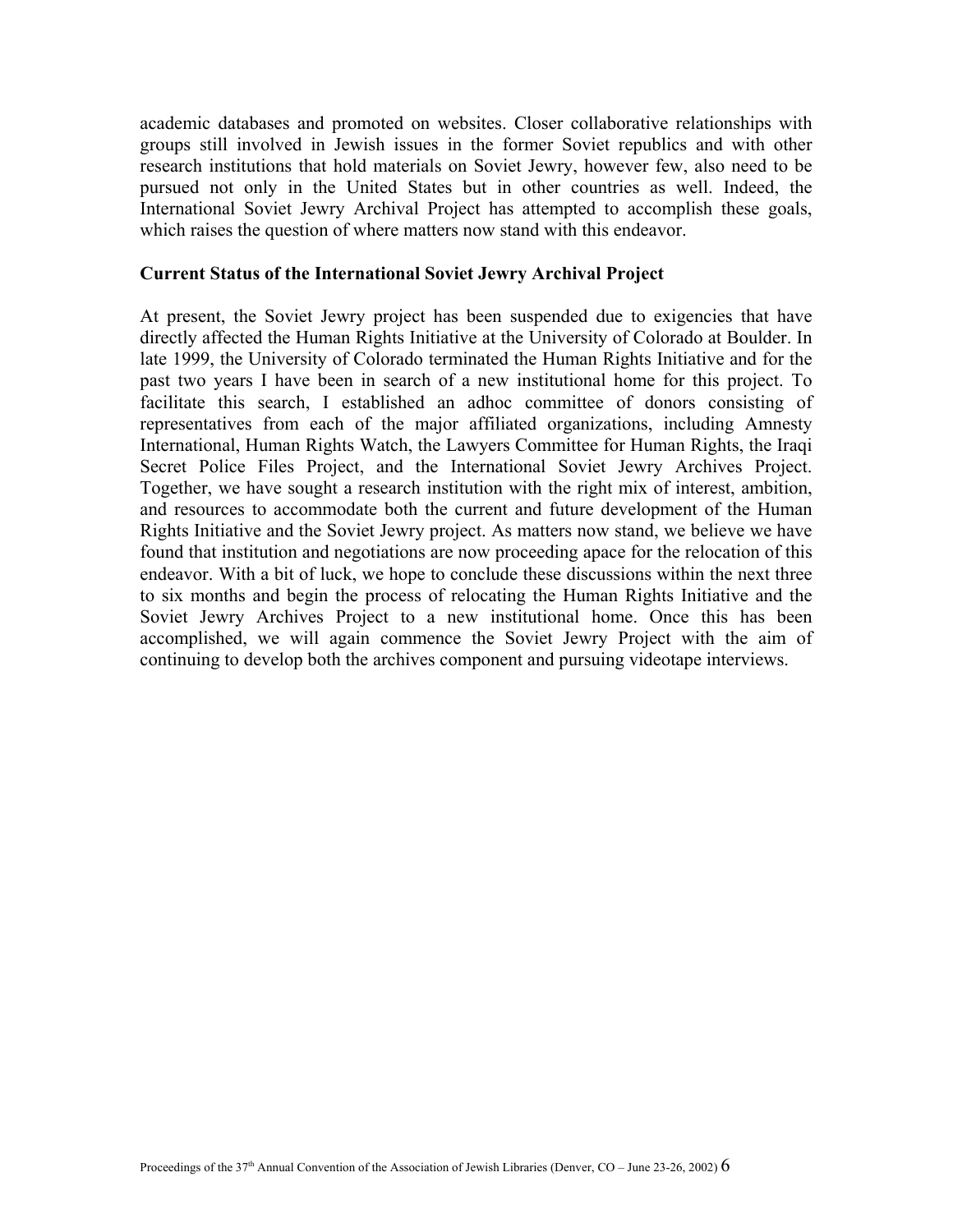academic databases and promoted on websites. Closer collaborative relationships with groups still involved in Jewish issues in the former Soviet republics and with other research institutions that hold materials on Soviet Jewry, however few, also need to be pursued not only in the United States but in other countries as well. Indeed, the International Soviet Jewry Archival Project has attempted to accomplish these goals, which raises the question of where matters now stand with this endeavor.

**Current Status of the International Soviet Jewry Archival Project**

At present, the Soviet Jewry project has been suspended due to exigencies that have directly affected the Human Rights Initiative at the University of Colorado at Boulder. In late 1999, the University of Colorado terminated the Human Rights Initiative and for the past two years I have been in search of a new institutional home for this project. To facilitate this search, I established an adhoc committee of donors consisting of representatives from each of the major affiliated organizations, including Amnesty International, Human Rights Watch, the Lawyers Committee for Human Rights, the Iraqi Secret Police Files Project, and the International Soviet Jewry Archives Project. Together, we have sought a research institution with the right mix of interest, ambition, and resources to accommodate both the current and future development of the Human Rights Initiative and the Soviet Jewry project. As matters now stand, we believe we have found that institution and negotiations are now proceeding apace for the relocation of this endeavor. With a bit of luck, we hope to conclude these discussions within the next three to six months and begin the process of relocating the Human Rights Initiative and the Soviet Jewry Archives Project to a new institutional home. Once this has been accomplished, we will again commence the Soviet Jewry Project with the aim of continuing to develop both the archives component and pursuing videotape interviews.